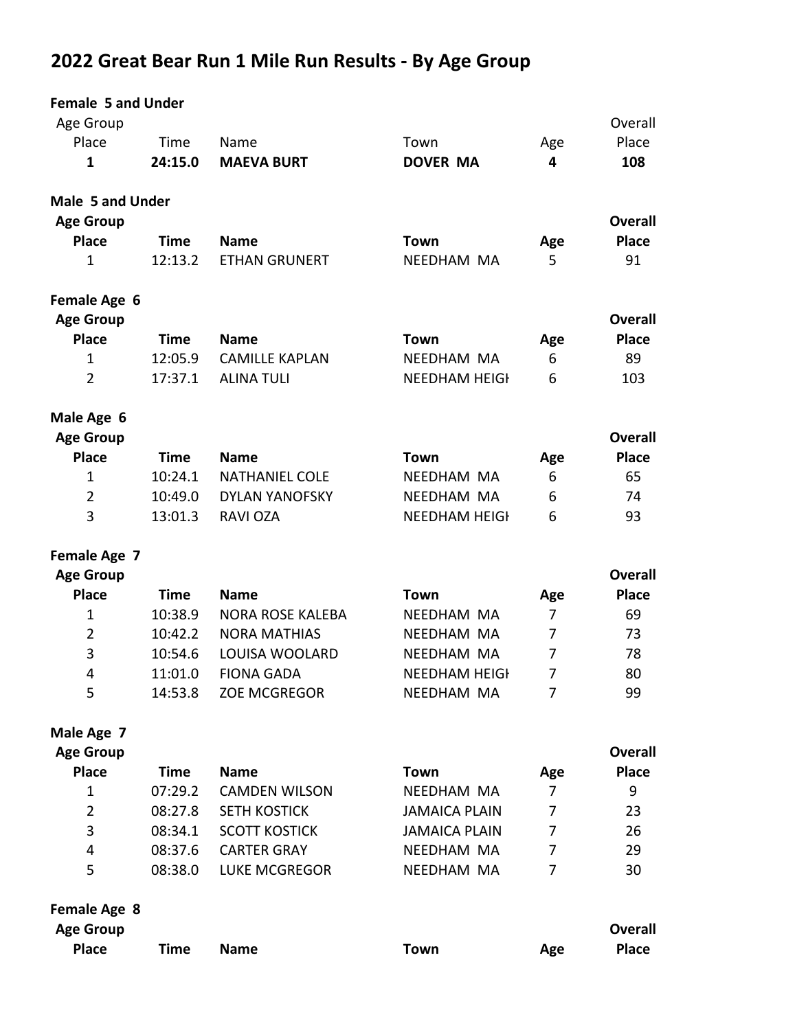# 2022 Great Bear Run 1 Mile Run Results - By Age Group

**Female 5 and Under**

| Age Group Place | Time | Name | Town | Age | Overall Place |
|---|---|---|---|---|---|
| **1** | **24:15.0** | **MAEVA BURT** | **DOVER MA** | **4** | **108** |

**Male 5 and Under**

| Age Group Place | Time | Name | Town | Age | Overall Place |
|---|---|---|---|---|---|
| 1 | 12:13.2 | ETHAN GRUNERT | NEEDHAM MA | 5 | 91 |

**Female Age 6**

| Age Group Place | Time | Name | Town | Age | Overall Place |
|---|---|---|---|---|---|
| 1 | 12:05.9 | CAMILLE KAPLAN | NEEDHAM MA | 6 | 89 |
| 2 | 17:37.1 | ALINA TULI | NEEDHAM HEIGH | 6 | 103 |

**Male Age 6**

| Age Group Place | Time | Name | Town | Age | Overall Place |
|---|---|---|---|---|---|
| 1 | 10:24.1 | NATHANIEL COLE | NEEDHAM MA | 6 | 65 |
| 2 | 10:49.0 | DYLAN YANOFSKY | NEEDHAM MA | 6 | 74 |
| 3 | 13:01.3 | RAVI OZA | NEEDHAM HEIGH | 6 | 93 |

**Female Age 7**

| Age Group Place | Time | Name | Town | Age | Overall Place |
|---|---|---|---|---|---|
| 1 | 10:38.9 | NORA ROSE KALEBA | NEEDHAM MA | 7 | 69 |
| 2 | 10:42.2 | NORA MATHIAS | NEEDHAM MA | 7 | 73 |
| 3 | 10:54.6 | LOUISA WOOLARD | NEEDHAM MA | 7 | 78 |
| 4 | 11:01.0 | FIONA GADA | NEEDHAM HEIGH | 7 | 80 |
| 5 | 14:53.8 | ZOE MCGREGOR | NEEDHAM MA | 7 | 99 |

**Male Age 7**

| Age Group Place | Time | Name | Town | Age | Overall Place |
|---|---|---|---|---|---|
| 1 | 07:29.2 | CAMDEN WILSON | NEEDHAM MA | 7 | 9 |
| 2 | 08:27.8 | SETH KOSTICK | JAMAICA PLAIN | 7 | 23 |
| 3 | 08:34.1 | SCOTT KOSTICK | JAMAICA PLAIN | 7 | 26 |
| 4 | 08:37.6 | CARTER GRAY | NEEDHAM MA | 7 | 29 |
| 5 | 08:38.0 | LUKE MCGREGOR | NEEDHAM MA | 7 | 30 |

**Female Age 8**

| Age Group Place | Time | Name | Town | Age | Overall Place |
|---|---|---|---|---|---|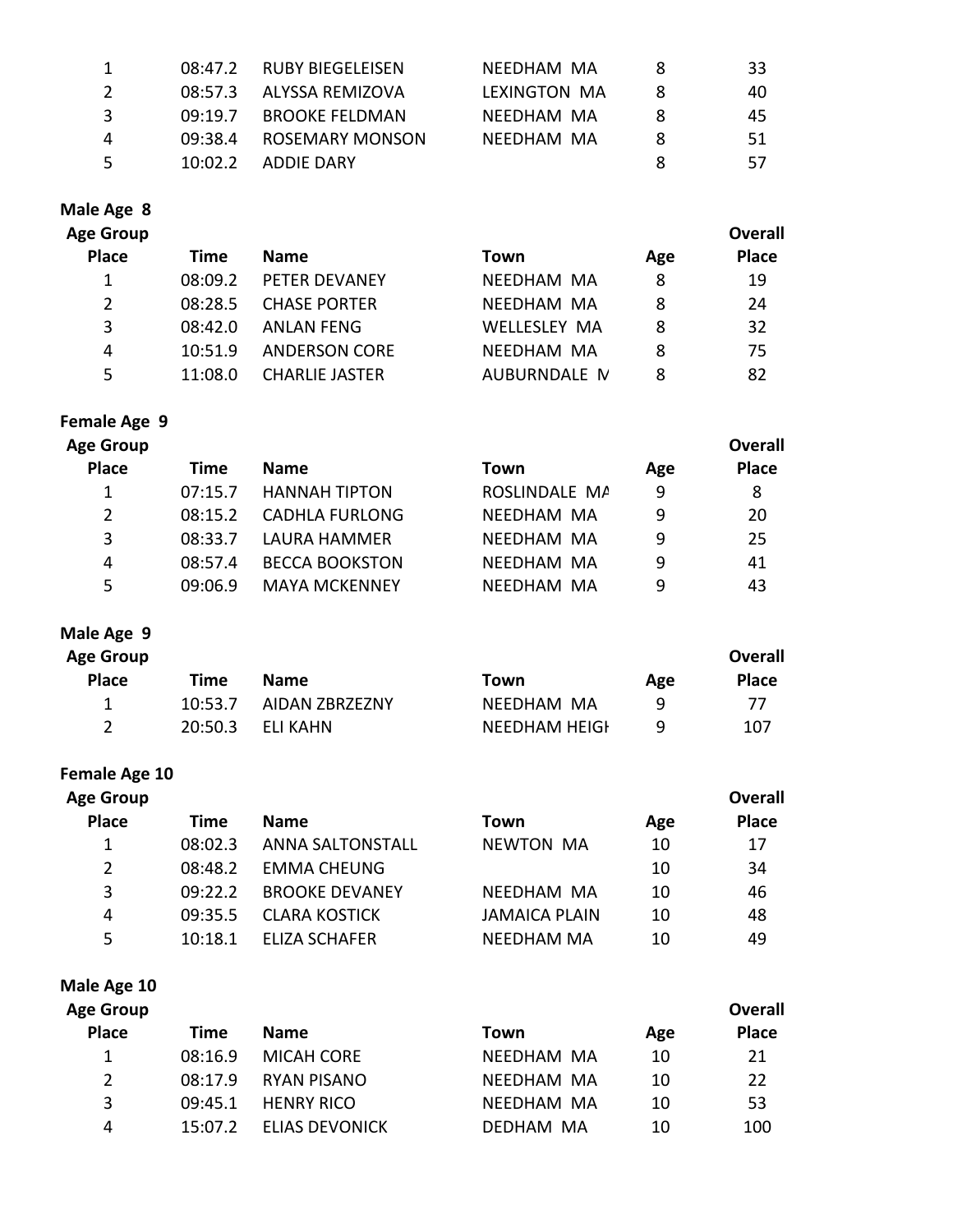| Age Group Place | Time | Name | Town | Age | Overall Place |
|---|---|---|---|---|---|
| 1 | 08:47.2 | RUBY BIEGELEISEN | NEEDHAM MA | 8 | 33 |
| 2 | 08:57.3 | ALYSSA REMIZOVA | LEXINGTON MA | 8 | 40 |
| 3 | 09:19.7 | BROOKE FELDMAN | NEEDHAM MA | 8 | 45 |
| 4 | 09:38.4 | ROSEMARY MONSON | NEEDHAM MA | 8 | 51 |
| 5 | 10:02.2 | ADDIE DARY | | 8 | 57 |

**Male Age 8**

| Age Group Place | Time | Name | Town | Age | Overall Place |
|---|---|---|---|---|---|
| 1 | 08:09.2 | PETER DEVANEY | NEEDHAM MA | 8 | 19 |
| 2 | 08:28.5 | CHASE PORTER | NEEDHAM MA | 8 | 24 |
| 3 | 08:42.0 | ANLAN FENG | WELLESLEY MA | 8 | 32 |
| 4 | 10:51.9 | ANDERSON CORE | NEEDHAM MA | 8 | 75 |
| 5 | 11:08.0 | CHARLIE JASTER | AUBURNDALE M | 8 | 82 |

**Female Age 9**

| Age Group Place | Time | Name | Town | Age | Overall Place |
|---|---|---|---|---|---|
| 1 | 07:15.7 | HANNAH TIPTON | ROSLINDALE MA | 9 | 8 |
| 2 | 08:15.2 | CADHLA FURLONG | NEEDHAM MA | 9 | 20 |
| 3 | 08:33.7 | LAURA HAMMER | NEEDHAM MA | 9 | 25 |
| 4 | 08:57.4 | BECCA BOOKSTON | NEEDHAM MA | 9 | 41 |
| 5 | 09:06.9 | MAYA MCKENNEY | NEEDHAM MA | 9 | 43 |

**Male Age 9**

| Age Group Place | Time | Name | Town | Age | Overall Place |
|---|---|---|---|---|---|
| 1 | 10:53.7 | AIDAN ZBRZEZNY | NEEDHAM MA | 9 | 77 |
| 2 | 20:50.3 | ELI KAHN | NEEDHAM HEIGH | 9 | 107 |

**Female Age 10**

| Age Group Place | Time | Name | Town | Age | Overall Place |
|---|---|---|---|---|---|
| 1 | 08:02.3 | ANNA SALTONSTALL | NEWTON MA | 10 | 17 |
| 2 | 08:48.2 | EMMA CHEUNG | | 10 | 34 |
| 3 | 09:22.2 | BROOKE DEVANEY | NEEDHAM MA | 10 | 46 |
| 4 | 09:35.5 | CLARA KOSTICK | JAMAICA PLAIN | 10 | 48 |
| 5 | 10:18.1 | ELIZA SCHAFER | NEEDHAM MA | 10 | 49 |

**Male Age 10**

| Age Group Place | Time | Name | Town | Age | Overall Place |
|---|---|---|---|---|---|
| 1 | 08:16.9 | MICAH CORE | NEEDHAM MA | 10 | 21 |
| 2 | 08:17.9 | RYAN PISANO | NEEDHAM MA | 10 | 22 |
| 3 | 09:45.1 | HENRY RICO | NEEDHAM MA | 10 | 53 |
| 4 | 15:07.2 | ELIAS DEVONICK | DEDHAM MA | 10 | 100 |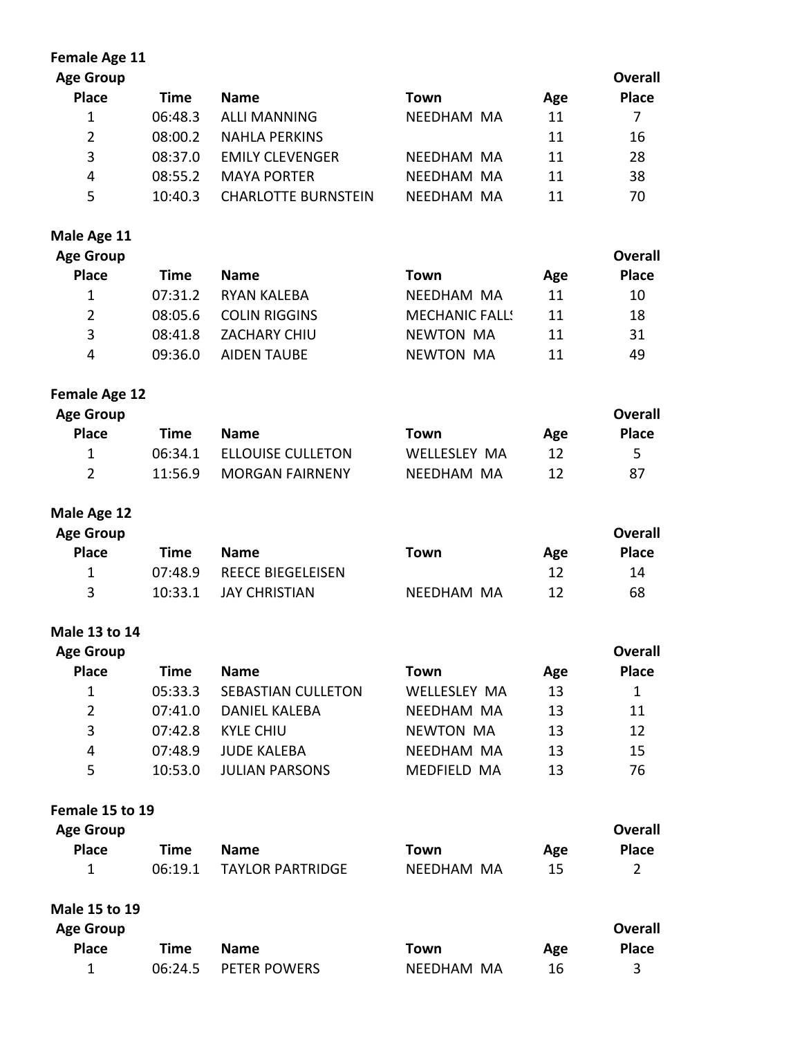**Female Age 11**

| Age Group Place | Time | Name | Town | Age | Overall Place |
|---|---|---|---|---|---|
| 1 | 06:48.3 | ALLI MANNING | NEEDHAM MA | 11 | 7 |
| 2 | 08:00.2 | NAHLA PERKINS | | 11 | 16 |
| 3 | 08:37.0 | EMILY CLEVENGER | NEEDHAM MA | 11 | 28 |
| 4 | 08:55.2 | MAYA PORTER | NEEDHAM MA | 11 | 38 |
| 5 | 10:40.3 | CHARLOTTE BURNSTEIN | NEEDHAM MA | 11 | 70 |

**Male Age 11**

| Age Group Place | Time | Name | Town | Age | Overall Place |
|---|---|---|---|---|---|
| 1 | 07:31.2 | RYAN KALEBA | NEEDHAM MA | 11 | 10 |
| 2 | 08:05.6 | COLIN RIGGINS | MECHANIC FALL! | 11 | 18 |
| 3 | 08:41.8 | ZACHARY CHIU | NEWTON MA | 11 | 31 |
| 4 | 09:36.0 | AIDEN TAUBE | NEWTON MA | 11 | 49 |

**Female Age 12**

| Age Group Place | Time | Name | Town | Age | Overall Place |
|---|---|---|---|---|---|
| 1 | 06:34.1 | ELLOUISE CULLETON | WELLESLEY MA | 12 | 5 |
| 2 | 11:56.9 | MORGAN FAIRNENY | NEEDHAM MA | 12 | 87 |

**Male Age 12**

| Age Group Place | Time | Name | Town | Age | Overall Place |
|---|---|---|---|---|---|
| 1 | 07:48.9 | REECE BIEGELEISEN | | 12 | 14 |
| 3 | 10:33.1 | JAY CHRISTIAN | NEEDHAM MA | 12 | 68 |

**Male 13 to 14**

| Age Group Place | Time | Name | Town | Age | Overall Place |
|---|---|---|---|---|---|
| 1 | 05:33.3 | SEBASTIAN CULLETON | WELLESLEY MA | 13 | 1 |
| 2 | 07:41.0 | DANIEL KALEBA | NEEDHAM MA | 13 | 11 |
| 3 | 07:42.8 | KYLE CHIU | NEWTON MA | 13 | 12 |
| 4 | 07:48.9 | JUDE KALEBA | NEEDHAM MA | 13 | 15 |
| 5 | 10:53.0 | JULIAN PARSONS | MEDFIELD MA | 13 | 76 |

**Female 15 to 19**

| Age Group Place | Time | Name | Town | Age | Overall Place |
|---|---|---|---|---|---|
| 1 | 06:19.1 | TAYLOR PARTRIDGE | NEEDHAM MA | 15 | 2 |

**Male 15 to 19**

| Age Group Place | Time | Name | Town | Age | Overall Place |
|---|---|---|---|---|---|
| 1 | 06:24.5 | PETER POWERS | NEEDHAM MA | 16 | 3 |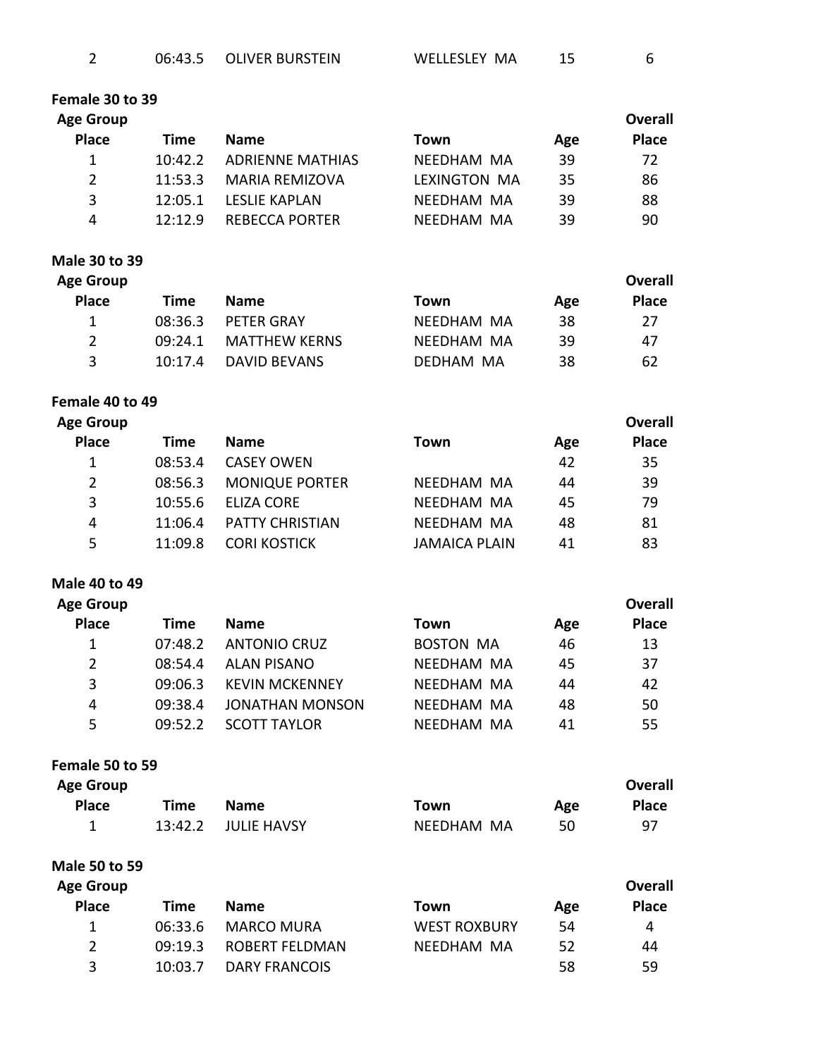| 2 | 06:43.5 | OLIVER BURSTEIN | WELLESLEY MA | 15 | 6 |
|---|---|---|---|---|---|

**Female 30 to 39**

| Age Group Place | Time | Name | Town | Age | Overall Place |
|---|---|---|---|---|---|
| 1 | 10:42.2 | ADRIENNE MATHIAS | NEEDHAM MA | 39 | 72 |
| 2 | 11:53.3 | MARIA REMIZOVA | LEXINGTON MA | 35 | 86 |
| 3 | 12:05.1 | LESLIE KAPLAN | NEEDHAM MA | 39 | 88 |
| 4 | 12:12.9 | REBECCA PORTER | NEEDHAM MA | 39 | 90 |

**Male 30 to 39**

| Age Group Place | Time | Name | Town | Age | Overall Place |
|---|---|---|---|---|---|
| 1 | 08:36.3 | PETER GRAY | NEEDHAM MA | 38 | 27 |
| 2 | 09:24.1 | MATTHEW KERNS | NEEDHAM MA | 39 | 47 |
| 3 | 10:17.4 | DAVID BEVANS | DEDHAM MA | 38 | 62 |

**Female 40 to 49**

| Age Group Place | Time | Name | Town | Age | Overall Place |
|---|---|---|---|---|---|
| 1 | 08:53.4 | CASEY OWEN | | 42 | 35 |
| 2 | 08:56.3 | MONIQUE PORTER | NEEDHAM MA | 44 | 39 |
| 3 | 10:55.6 | ELIZA CORE | NEEDHAM MA | 45 | 79 |
| 4 | 11:06.4 | PATTY CHRISTIAN | NEEDHAM MA | 48 | 81 |
| 5 | 11:09.8 | CORI KOSTICK | JAMAICA PLAIN | 41 | 83 |

**Male 40 to 49**

| Age Group Place | Time | Name | Town | Age | Overall Place |
|---|---|---|---|---|---|
| 1 | 07:48.2 | ANTONIO CRUZ | BOSTON MA | 46 | 13 |
| 2 | 08:54.4 | ALAN PISANO | NEEDHAM MA | 45 | 37 |
| 3 | 09:06.3 | KEVIN MCKENNEY | NEEDHAM MA | 44 | 42 |
| 4 | 09:38.4 | JONATHAN MONSON | NEEDHAM MA | 48 | 50 |
| 5 | 09:52.2 | SCOTT TAYLOR | NEEDHAM MA | 41 | 55 |

**Female 50 to 59**

| Age Group Place | Time | Name | Town | Age | Overall Place |
|---|---|---|---|---|---|
| 1 | 13:42.2 | JULIE HAVSY | NEEDHAM MA | 50 | 97 |

**Male 50 to 59**

| Age Group Place | Time | Name | Town | Age | Overall Place |
|---|---|---|---|---|---|
| 1 | 06:33.6 | MARCO MURA | WEST ROXBURY | 54 | 4 |
| 2 | 09:19.3 | ROBERT FELDMAN | NEEDHAM MA | 52 | 44 |
| 3 | 10:03.7 | DARY FRANCOIS | | 58 | 59 |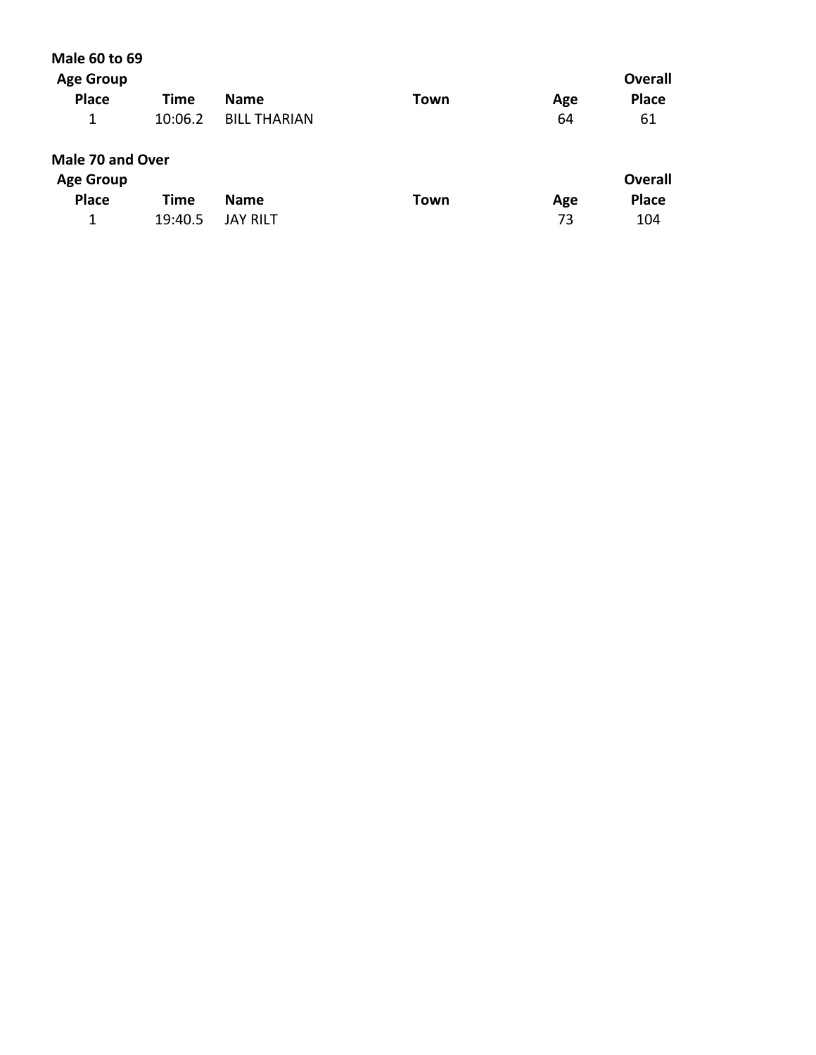**Male 60 to 69**

| Age Group Place | Time | Name | Town | Age | Overall Place |
|---|---|---|---|---|---|
| 1 | 10:06.2 | BILL THARIAN | | 64 | 61 |

**Male 70 and Over**

| Age Group Place | Time | Name | Town | Age | Overall Place |
|---|---|---|---|---|---|
| 1 | 19:40.5 | JAY RILT | | 73 | 104 |